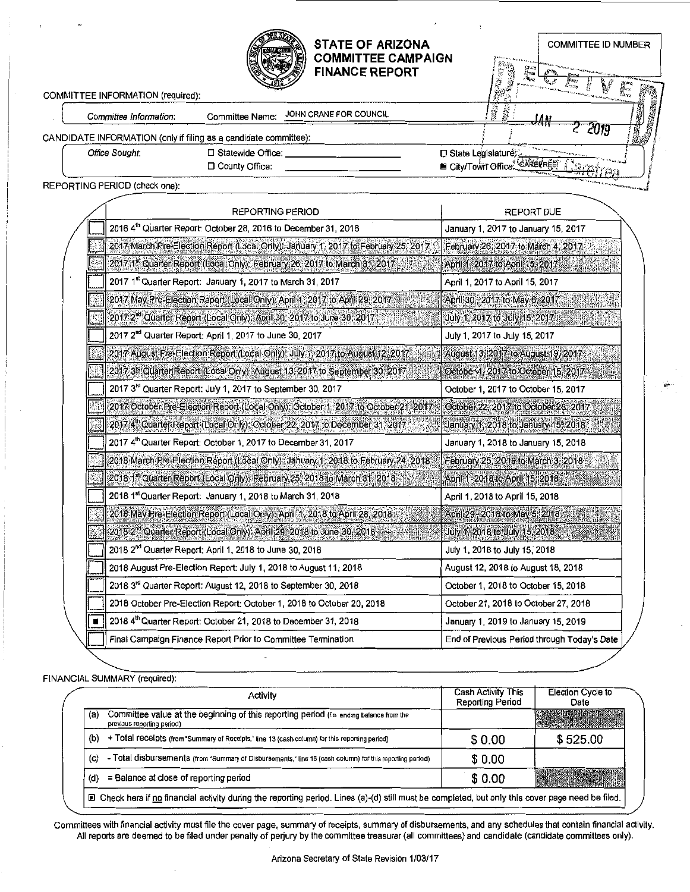# STATE OF ARIZONA COMMITTEE CAMPAIGN FINANCE REPORT

COMMITTEE ID NUMBER

RECEIVED JAN 2 2019

COMMITTEE INFORMATION (required):

*Committee Information:* Committee Name: JOHN CRANE FOR COUNCIL

CANDIDATE INFORMATION (only if filing as a candidate committee):

*Office Sought:* ☐ Statewide Office: ______ ☐ State Legislature: ______ ☐ County Office: ______ ■ City/Town Office: CAREFREE Carefree

REPORTING PERIOD (check one):

| | REPORTING PERIOD | REPORT DUE |
|---|---|---|
| ☐ | 2016 4th Quarter Report: October 28, 2016 to December 31, 2016 | January 1, 2017 to January 15, 2017 |
| ☐ | 2017 March Pre-Election Report (Local Only): January 1, 2017 to February 25, 2017 | February 26, 2017 to March 4, 2017 |
| ☐ | 2017 1st Quarter Report (Local Only): February 26, 2017 to March 31, 2017 | April 1, 2017 to April 15, 2017 |
| ☐ | 2017 1st Quarter Report: January 1, 2017 to March 31, 2017 | April 1, 2017 to April 15, 2017 |
| ☐ | 2017 May Pre-Election Report (Local Only): April 1, 2017 to April 29, 2017 | April 30, 2017 to May 6, 2017 |
| ☐ | 2017 2nd Quarter Report (Local Only): April 30, 2017 to June 30, 2017 | July 1, 2017 to July 15, 2017 |
| ☐ | 2017 2nd Quarter Report: April 1, 2017 to June 30, 2017 | July 1, 2017 to July 15, 2017 |
| ☐ | 2017 August Pre-Election Report (Local Only): July 1, 2017 to August 12, 2017 | August 13, 2017 to August 19, 2017 |
| ☐ | 2017 3rd Quarter Report (Local Only): August 13, 2017 to September 30, 2017 | October 1, 2017 to October 15, 2017 |
| ☐ | 2017 3rd Quarter Report: July 1, 2017 to September 30, 2017 | October 1, 2017 to October 15, 2017 |
| ☐ | 2017 October Pre-Election Report (Local Only): October 1, 2017 to October 21, 2017 | October 22, 2017 to October 28, 2017 |
| ☐ | 2017 4th Quarter Report (Local Only): October 22, 2017 to December 31, 2017 | January 1, 2018 to January 15, 2018 |
| ☐ | 2017 4th Quarter Report: October 1, 2017 to December 31, 2017 | January 1, 2018 to January 15, 2018 |
| ☐ | 2018 March Pre-Election Report (Local Only): January 1, 2018 to February 24, 2018 | February 25, 2018 to March 3, 2018 |
| ☐ | 2018 1st Quarter Report (Local Only): February 25, 2018 to March 31, 2018 | April 1, 2018 to April 15, 2018 |
| ☐ | 2018 1st Quarter Report: January 1, 2018 to March 31, 2018 | April 1, 2018 to April 15, 2018 |
| ☐ | 2018 May Pre-Election Report (Local Only): April 1, 2018 to April 28, 2018 | April 29, 2018 to May 5, 2018 |
| ☐ | 2018 2nd Quarter Report (Local Only): April 29, 2018 to June 30, 2018 | July 1, 2018 to July 15, 2018 |
| ☐ | 2018 2nd Quarter Report: April 1, 2018 to June 30, 2018 | July 1, 2018 to July 15, 2018 |
| ☐ | 2018 August Pre-Election Report: July 1, 2018 to August 11, 2018 | August 12, 2018 to August 18, 2018 |
| ☐ | 2018 3rd Quarter Report: August 12, 2018 to September 30, 2018 | October 1, 2018 to October 15, 2018 |
| ☐ | 2018 October Pre-Election Report: October 1, 2018 to October 20, 2018 | October 21, 2018 to October 27, 2018 |
| ■ | 2018 4th Quarter Report: October 21, 2018 to December 31, 2018 | January 1, 2019 to January 15, 2019 |
| ☐ | Final Campaign Finance Report Prior to Committee Termination | End of Previous Period through Today's Date |

FINANCIAL SUMMARY (required):

| | Activity | Cash Activity This Reporting Period | Election Cycle to Date |
|---|---|---|---|
| (a) | Committee value at the beginning of this reporting period (i.e. ending balance from the previous reporting period) | | |
| (b) | + Total receipts (from "Summary of Receipts," line 13 (cash column) for this reporting period) | $ 0.00 | $ 525.00 |
| (c) | - Total disbursements (from "Summary of Disbursements," line 16 (cash column) for this reporting period) | $ 0.00 | |
| (d) | = Balance at close of reporting period | $ 0.00 | |

■ Check here if no financial activity during the reporting period. Lines (a)-(d) still must be completed, but only this cover page need be filed.

Committees with financial activity must file the cover page, summary of receipts, summary of disbursements, and any schedules that contain financial activity. All reports are deemed to be filed under penalty of perjury by the committee treasurer (all committees) and candidate (candidate committees only).

Arizona Secretary of State Revision 1/03/17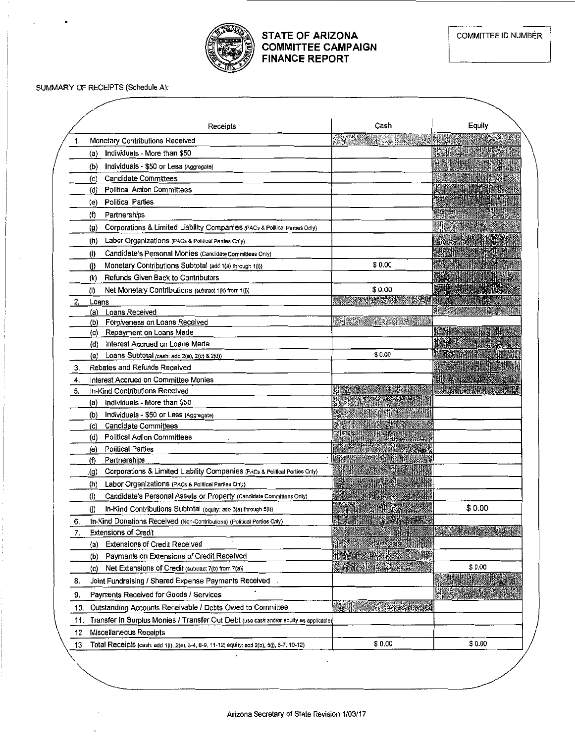# STATE OF ARIZONA COMMITTEE CAMPAIGN FINANCE REPORT

COMMITTEE ID NUMBER

SUMMARY OF RECEIPTS (Schedule A):

| Receipts | Cash | Equity |
|---|---|---|
| 1. Monetary Contributions Received | | |
| (a) Individuals - More than $50 | | |
| (b) Individuals - $50 or Less (Aggregate) | | |
| (c) Candidate Committees | | |
| (d) Political Action Committees | | |
| (e) Political Parties | | |
| (f) Partnerships | | |
| (g) Corporations & Limited Liability Companies (PACs & Political Parties Only) | | |
| (h) Labor Organizations (PACs & Political Parties Only) | | |
| (i) Candidate's Personal Monies (Candidate Committees Only) | | |
| (j) Monetary Contributions Subtotal (add 1(a) through 1(i)) | $ 0.00 | |
| (k) Refunds Given Back to Contributors | | |
| (l) Net Monetary Contributions (subtract 1(k) from 1(j)) | $ 0.00 | |
| 2. Loans | | |
| (a) Loans Received | | |
| (b) Forgiveness on Loans Received | | |
| (c) Repayment on Loans Made | | |
| (d) Interest Accrued on Loans Made | | |
| (e) Loans Subtotal (cash: add 2(a), 2(c) & 2(d)) | $ 0.00 | |
| 3. Rebates and Refunds Received | | |
| 4. Interest Accrued on Committee Monies | | |
| 5. In-Kind Contributions Received | | |
| (a) Individuals - More than $50 | | |
| (b) Individuals - $50 or Less (Aggregate) | | |
| (c) Candidate Committees | | |
| (d) Political Action Committees | | |
| (e) Political Parties | | |
| (f) Partnerships | | |
| (g) Corporations & Limited Liability Companies (PACs & Political Parties Only) | | |
| (h) Labor Organizations (PACs & Political Parties Only) | | |
| (i) Candidate's Personal Assets or Property (Candidate Committees Only) | | |
| (j) In-Kind Contributions Subtotal (equity: add 5(a) through 5(i)) | | $ 0.00 |
| 6. In-Kind Donations Received (Non-Contributions) (Political Parties Only) | | |
| 7. Extensions of Credit | | |
| (a) Extensions of Credit Received | | |
| (b) Payments on Extensions of Credit Received | | |
| (c) Net Extensions of Credit (subtract 7(b) from 7(a)) | | $ 0.00 |
| 8. Joint Fundraising / Shared Expense Payments Received | | |
| 9. Payments Received for Goods / Services | | |
| 10. Outstanding Accounts Receivable / Debts Owed to Committee | | |
| 11. Transfer In Surplus Monies / Transfer Out Debt (use cash and/or equity as applicable) | | |
| 12. Miscellaneous Receipts | | |
| 13. Total Receipts (cash: add 1(l), 2(e), 3-4, 8-9, 11-12; equity: add 2(b), 5(j), 6-7, 10-12) | $ 0.00 | $ 0.00 |

Arizona Secretary of State Revision 1/03/17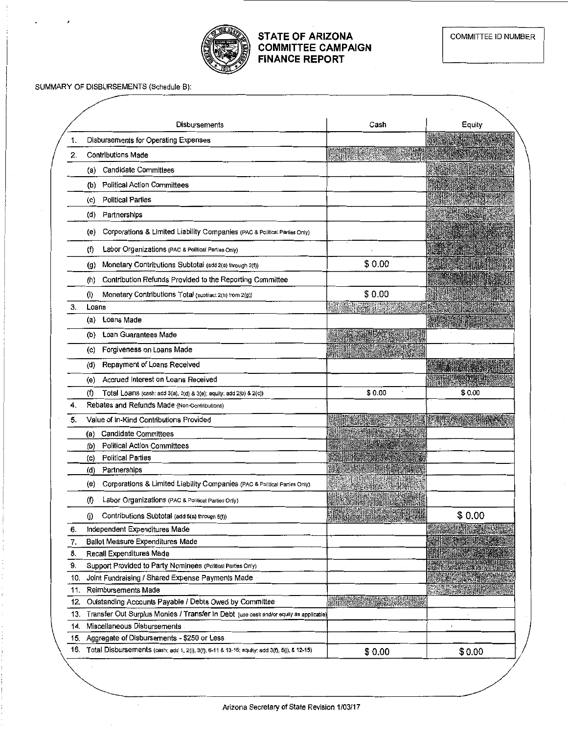# STATE OF ARIZONA COMMITTEE CAMPAIGN FINANCE REPORT

COMMITTEE ID NUMBER

SUMMARY OF DISBURSEMENTS (Schedule B):

| | Disbursements | Cash | Equity |
|---|---|---|---|
| 1. | Disbursements for Operating Expenses | | |
| 2. | Contributions Made | | |
| | (a) Candidate Committees | | |
| | (b) Political Action Committees | | |
| | (c) Political Parties | | |
| | (d) Partnerships | | |
| | (e) Corporations & Limited Liability Companies (PAC & Political Parties Only) | | |
| | (f) Labor Organizations (PAC & Political Parties Only) | | |
| | (g) Monetary Contributions Subtotal (add 2(a) through 2(f)) | $ 0.00 | |
| | (h) Contribution Refunds Provided to the Reporting Committee | | |
| | (i) Monetary Contributions Total (subtract 2(h) from 2(g)) | $ 0.00 | |
| 3. | Loans | | |
| | (a) Loans Made | | |
| | (b) Loan Guarantees Made | | |
| | (c) Forgiveness on Loans Made | | |
| | (d) Repayment of Loans Received | | |
| | (e) Accrued Interest on Loans Received | | |
| | (f) Total Loans (cash: add 3(a), 3(d) & 3(e); equity: add 2(b) & 2(c)) | $ 0.00 | $ 0.00 |
| 4. | Rebates and Refunds Made (Non-Contributions) | | |
| 5. | Value of In-Kind Contributions Provided | | |
| | (a) Candidate Committees | | |
| | (b) Political Action Committees | | |
| | (c) Political Parties | | |
| | (d) Partnerships | | |
| | (e) Corporations & Limited Liability Companies (PAC & Political Parties Only) | | |
| | (f) Labor Organizations (PAC & Political Parties Only) | | |
| | (j) Contributions Subtotal (add 5(a) through 5(f)) | | $ 0.00 |
| 6. | Independent Expenditures Made | | |
| 7. | Ballot Measure Expenditures Made | | |
| 8. | Recall Expenditures Made | | |
| 9. | Support Provided to Party Nominees (Political Parties Only) | | |
| 10. | Joint Fundraising / Shared Expense Payments Made | | |
| 11. | Reimbursements Made | | |
| 12. | Outstanding Accounts Payable / Debts Owed by Committee | | |
| 13. | Transfer Out Surplus Monies / Transfer In Debt (use cash and/or equity as applicable) | | |
| 14. | Miscellaneous Disbursements | | |
| 15. | Aggregate of Disbursements - $250 or Less | | |
| 16. | Total Disbursements (cash: add 1, 2(i), 3(f), 6-11 & 13-15; equity: add 3(f), 5(j), & 12-15) | $ 0.00 | $ 0.00 |

Arizona Secretary of State Revision 1/03/17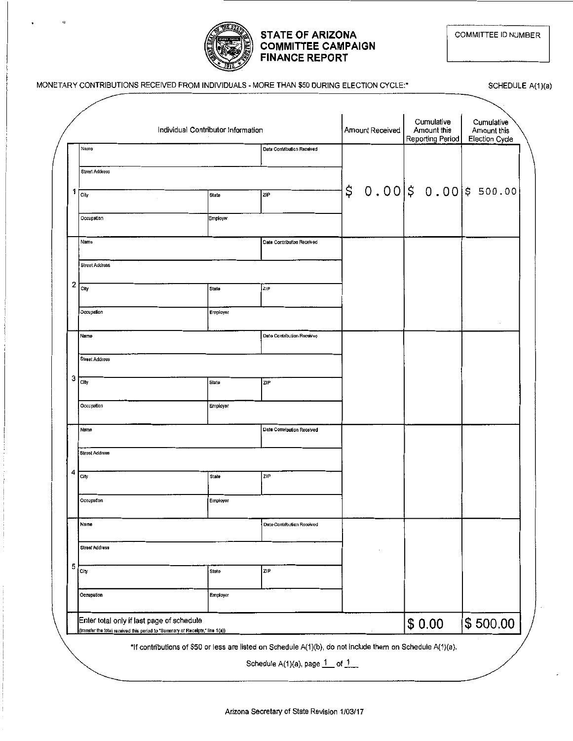# STATE OF ARIZONA COMMITTEE CAMPAIGN FINANCE REPORT

COMMITTEE ID NUMBER

MONETARY CONTRIBUTIONS RECEIVED FROM INDIVIDUALS - MORE THAN $50 DURING ELECTION CYCLE:*

SCHEDULE A(1)(a)

| # | Individual Contributor Information | Amount Received | Cumulative Amount this Reporting Period | Cumulative Amount this Election Cycle |
|---|---|---|---|---|
| 1 | Name: / Date Contribution Received: / Street Address: / City: / State: / ZIP: / Occupation: / Employer: | $ 0.00 | $ 0.00 | $ 500.00 |
| 2 | Name: / Date Contribution Received: / Street Address: / City: / State: / ZIP: / Occupation: / Employer: | | | |
| 3 | Name: / Date Contribution Received: / Street Address: / City: / State: / ZIP: / Occupation: / Employer: | | | |
| 4 | Name: / Date Contribution Received: / Street Address: / City: / State: / ZIP: / Occupation: / Employer: | | | |
| 5 | Name: / Date Contribution Received: / Street Address: / City: / State: / ZIP: / Occupation: / Employer: | | | |
| | Enter total only if last page of schedule (transfer the total received this period to "Summary of Receipts," line 1(a)) | | $ 0.00 | $ 500.00 |

*If contributions of $50 or less are listed on Schedule A(1)(b), do not include them on Schedule A(1)(a).

Schedule A(1)(a), page 1 of 1

Arizona Secretary of State Revision 1/03/17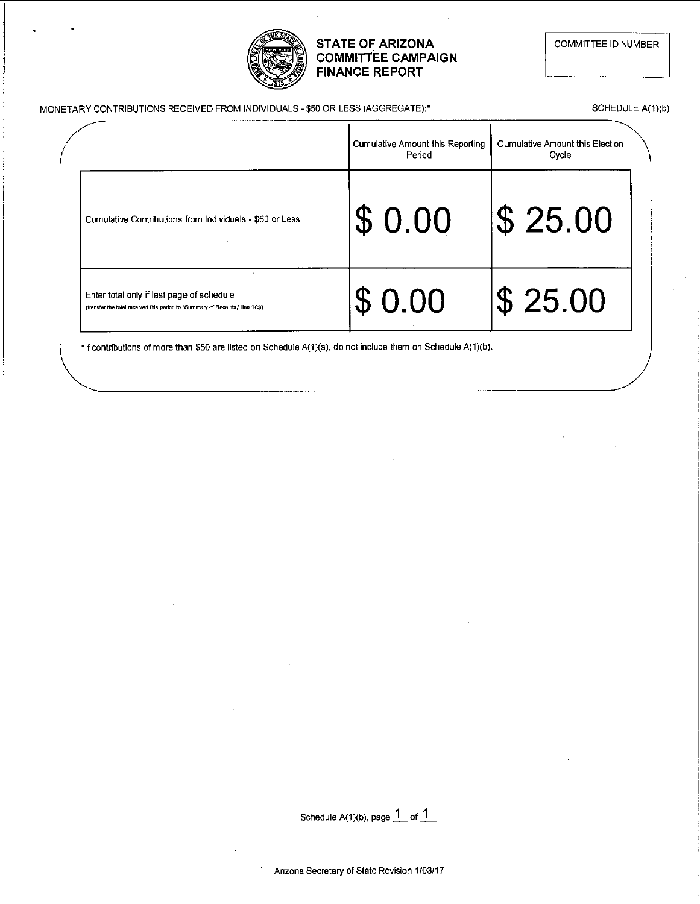# STATE OF ARIZONA COMMITTEE CAMPAIGN FINANCE REPORT

COMMITTEE ID NUMBER

MONETARY CONTRIBUTIONS RECEIVED FROM INDIVIDUALS - $50 OR LESS (AGGREGATE):*

SCHEDULE A(1)(b)

| | Cumulative Amount this Reporting Period | Cumulative Amount this Election Cycle |
|---|---|---|
| Cumulative Contributions from Individuals - $50 or Less | $ 0.00 | $ 25.00 |
| Enter total only if last page of schedule (transfer the total received this period to "Summary of Receipts," line 1(b)) | $ 0.00 | $ 25.00 |

*If contributions of more than $50 are listed on Schedule A(1)(a), do not include them on Schedule A(1)(b).

Schedule A(1)(b), page 1 of 1

Arizona Secretary of State Revision 1/03/17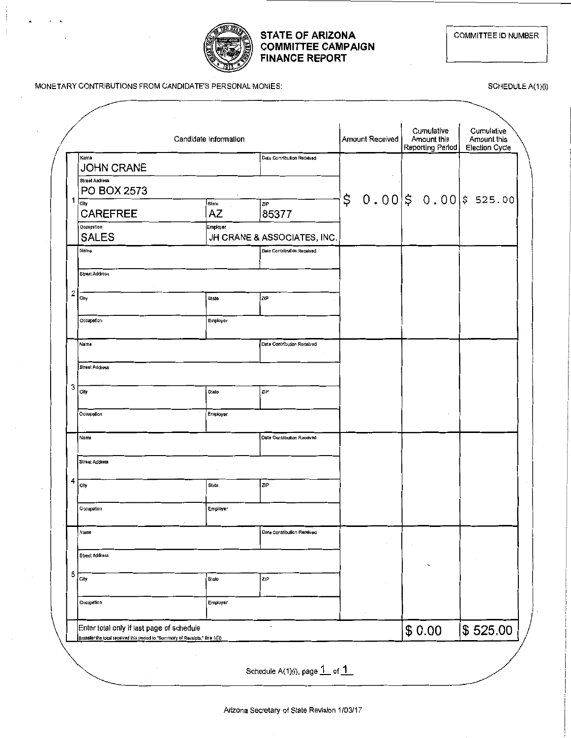# STATE OF ARIZONA COMMITTEE CAMPAIGN FINANCE REPORT

COMMITTEE ID NUMBER

MONETARY CONTRIBUTIONS FROM CANDIDATE'S PERSONAL MONIES:

SCHEDULE A(1)(i)

| | Candidate Information | Amount Received | Cumulative Amount this Reporting Period | Cumulative Amount this Election Cycle |
|---|---|---|---|---|
| 1 | Name: JOHN CRANE<br>Date Contribution Received:<br>Street Address: PO BOX 2573<br>City: CAREFREE State: AZ ZIP: 85377<br>Occupation: SALES Employer: JH CRANE & ASSOCIATES, INC. | $ 0.00 | $ 0.00 | $ 525.00 |
| 2 | Name:<br>Date Contribution Received:<br>Street Address:<br>City: State: ZIP:<br>Occupation: Employer: | | | |
| 3 | Name:<br>Date Contribution Received:<br>Street Address:<br>City: State: ZIP:<br>Occupation: Employer: | | | |
| 4 | Name:<br>Date Contribution Received:<br>Street Address:<br>City: State: ZIP:<br>Occupation: Employer: | | | |
| 5 | Name:<br>Date Contribution Received:<br>Street Address:<br>City: State: ZIP:<br>Occupation: Employer: | | | |
| | Enter total only if last page of schedule<br>(transfer the total received this period to "Summary of Receipts," line 1(i)) | | $ 0.00 | $ 525.00 |

Schedule A(1)(i), page 1 of 1

Arizona Secretary of State Revision 1/03/17